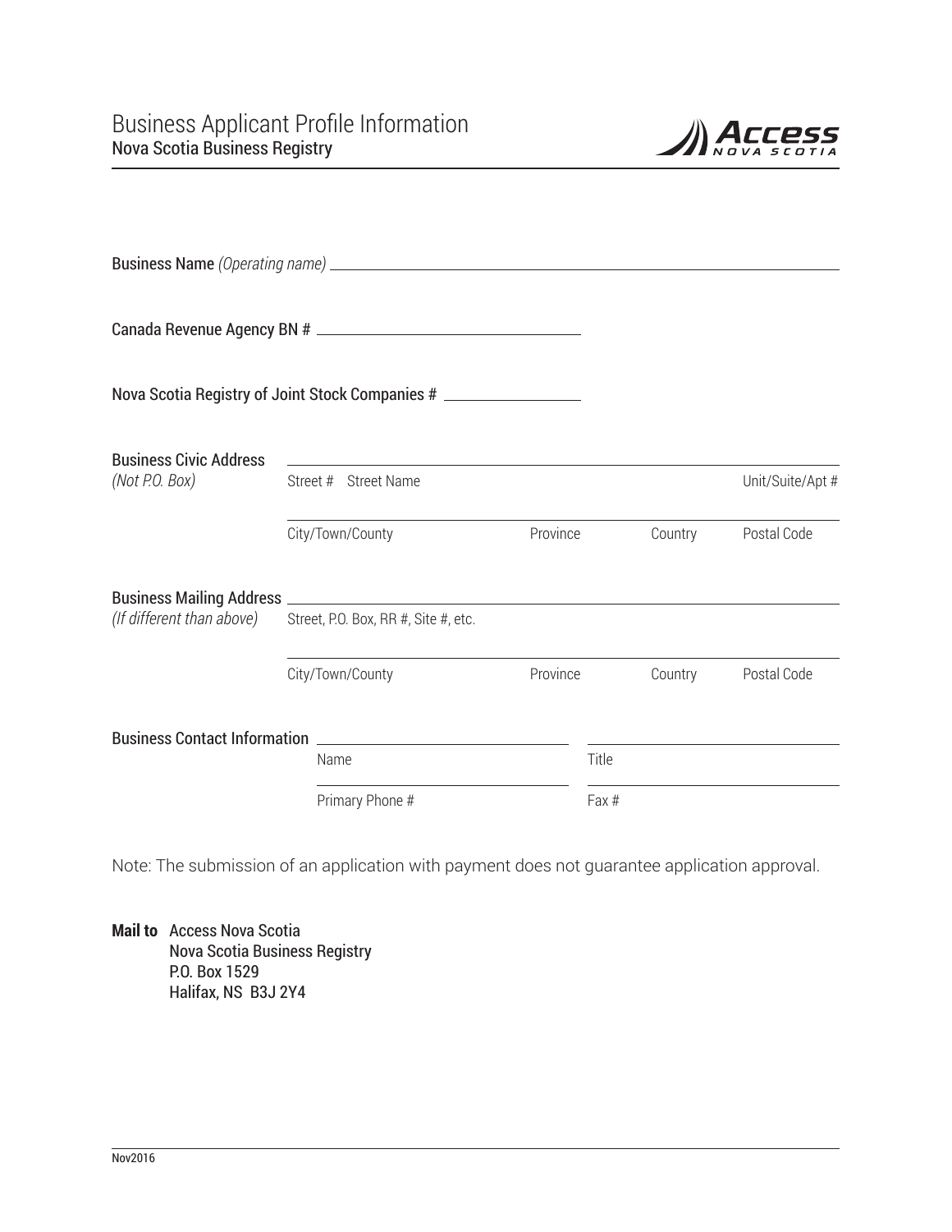# Business Applicant Profile Information

## Nova Scotia Business Registry

Access Nova Scotia

Business Name *(Operating name)* \_\_\_\_\_\_\_\_\_\_\_\_\_\_\_\_\_\_\_\_\_\_\_\_\_\_\_\_\_\_\_\_\_\_\_\_\_\_\_\_

Canada Revenue Agency BN # \_\_\_\_\_\_\_\_\_\_\_\_\_\_\_\_\_\_\_\_\_\_\_\_

Nova Scotia Registry of Joint Stock Companies # \_\_\_\_\_\_\_\_\_\_\_\_

**Business Civic Address**
*(Not P.O. Box)*

| Street # Street Name | | | Unit/Suite/Apt # |
|---|---|---|---|
| City/Town/County | Province | Country | Postal Code |

**Business Mailing Address**
*(If different than above)*

| Street, P.O. Box, RR #, Site #, etc. | | | |
|---|---|---|---|
| City/Town/County | Province | Country | Postal Code |

**Business Contact Information**

| Name | Title |
|---|---|
| Primary Phone # | Fax # |

Note: The submission of an application with payment does not guarantee application approval.

**Mail to** Access Nova Scotia
Nova Scotia Business Registry
P.O. Box 1529
Halifax, NS B3J 2Y4

Nov2016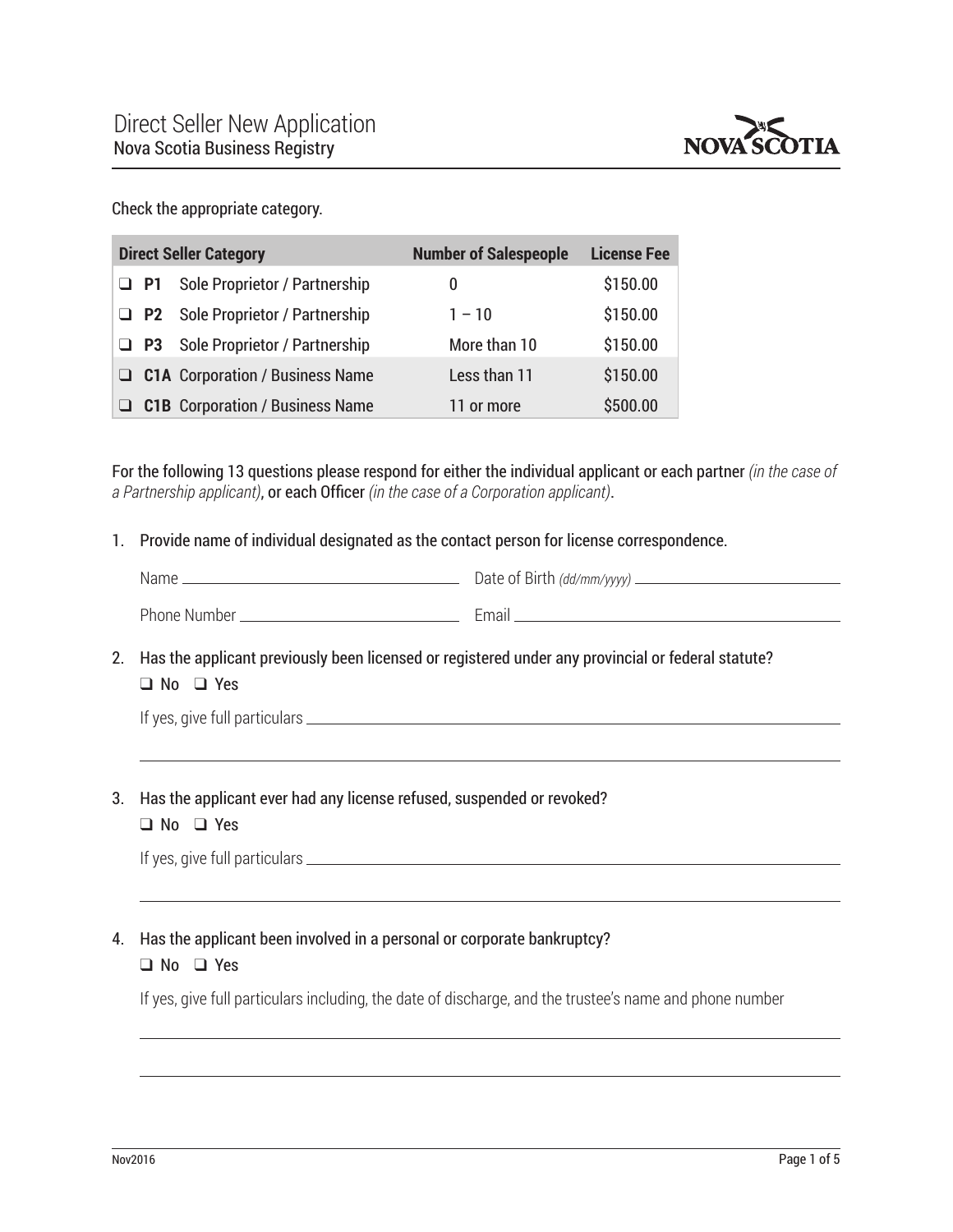# Direct Seller New Application

## Nova Scotia Business Registry

Check the appropriate category.

| Direct Seller Category | | Number of Salespeople | License Fee |
|---|---|---|---|
| ❑ **P1** | Sole Proprietor / Partnership | 0 | $150.00 |
| ❑ **P2** | Sole Proprietor / Partnership | 1 – 10 | $150.00 |
| ❑ **P3** | Sole Proprietor / Partnership | More than 10 | $150.00 |
| ❑ **C1A** | Corporation / Business Name | Less than 11 | $150.00 |
| ❑ **C1B** | Corporation / Business Name | 11 or more | $500.00 |

For the following 13 questions please respond for either the individual applicant or each partner *(in the case of a Partnership applicant)*, or each Officer *(in the case of a Corporation applicant)*.

1. Provide name of individual designated as the contact person for license correspondence.

   Name ______________________ Date of Birth *(dd/mm/yyyy)* ______________________

   Phone Number ______________________ Email ______________________

2. Has the applicant previously been licensed or registered under any provincial or federal statute?

   ❑ No ❑ Yes

   If yes, give full particulars ______________________

   ______________________

3. Has the applicant ever had any license refused, suspended or revoked?

   ❑ No ❑ Yes

   If yes, give full particulars ______________________

   ______________________

4. Has the applicant been involved in a personal or corporate bankruptcy?

   ❑ No ❑ Yes

   If yes, give full particulars including, the date of discharge, and the trustee's name and phone number

   ______________________

   ______________________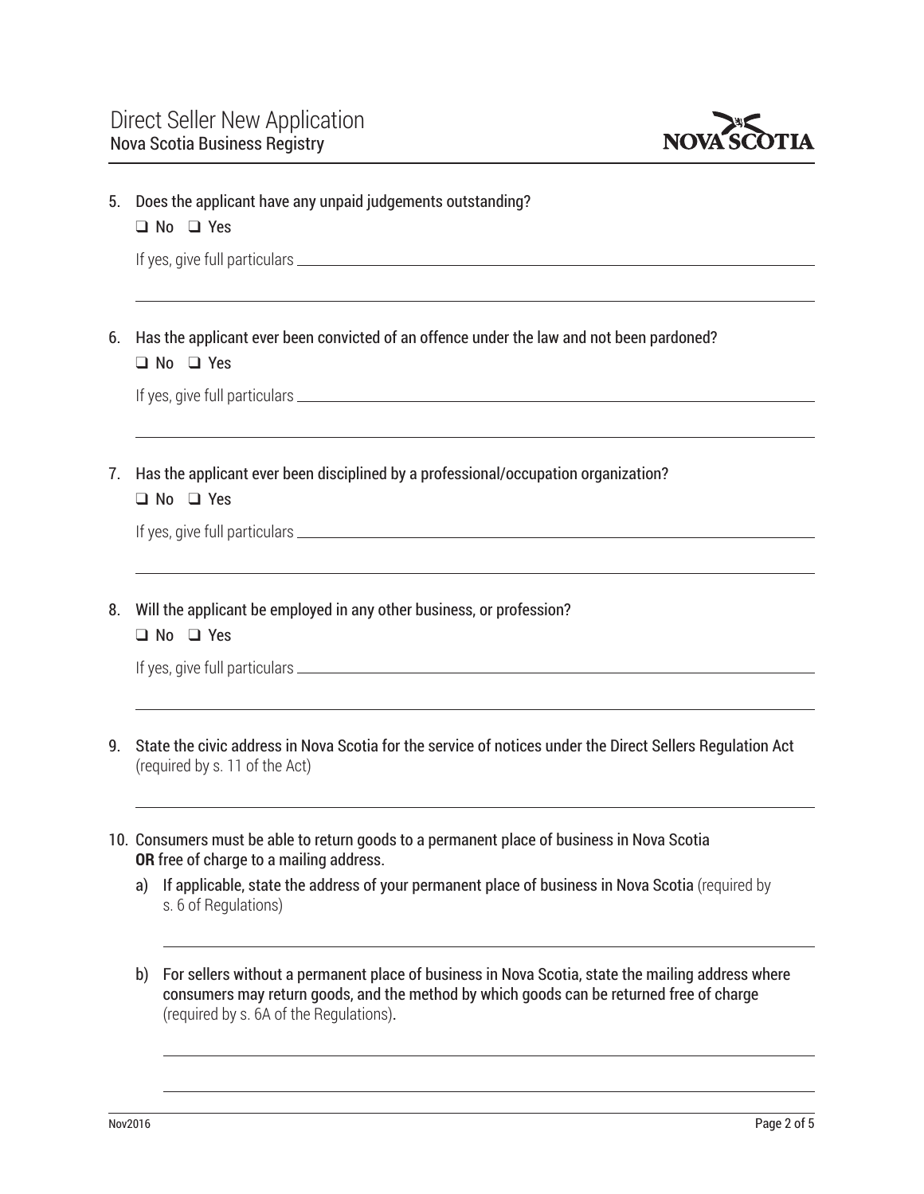5. Does the applicant have any unpaid judgements outstanding?

   ❑ No ❑ Yes

   If yes, give full particulars ___________________________________________

   ___________________________________________

6. Has the applicant ever been convicted of an offence under the law and not been pardoned?

   ❑ No ❑ Yes

   If yes, give full particulars ___________________________________________

   ___________________________________________

7. Has the applicant ever been disciplined by a professional/occupation organization?

   ❑ No ❑ Yes

   If yes, give full particulars ___________________________________________

   ___________________________________________

8. Will the applicant be employed in any other business, or profession?

   ❑ No ❑ Yes

   If yes, give full particulars ___________________________________________

   ___________________________________________

9. State the civic address in Nova Scotia for the service of notices under the Direct Sellers Regulation Act (required by s. 11 of the Act)

   ___________________________________________

10. Consumers must be able to return goods to a permanent place of business in Nova Scotia **OR** free of charge to a mailing address.

    a) If applicable, state the address of your permanent place of business in Nova Scotia (required by s. 6 of Regulations)

       ___________________________________________

    b) For sellers without a permanent place of business in Nova Scotia, state the mailing address where consumers may return goods, and the method by which goods can be returned free of charge (required by s. 6A of the Regulations).

       ___________________________________________

       ___________________________________________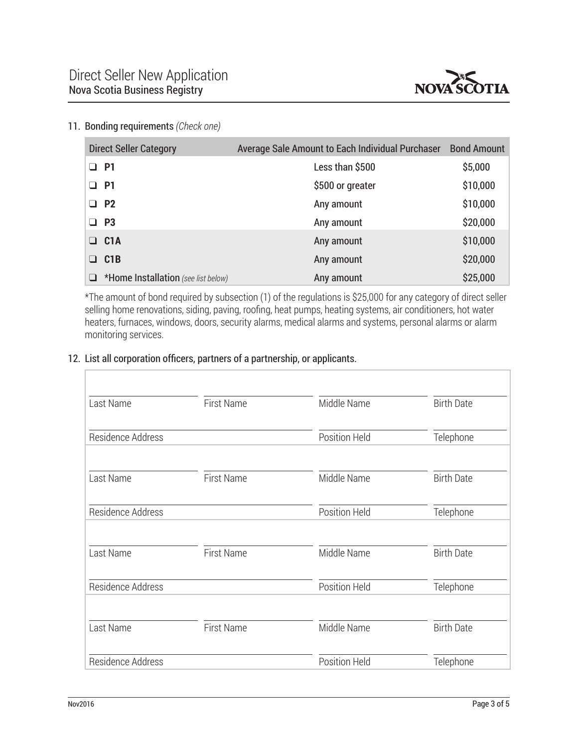11. Bonding requirements *(Check one)*

| Direct Seller Category | Average Sale Amount to Each Individual Purchaser | Bond Amount |
|---|---|---|
| ❑ **P1** | Less than $500 | $5,000 |
| ❑ **P1** | $500 or greater | $10,000 |
| ❑ **P2** | Any amount | $10,000 |
| ❑ **P3** | Any amount | $20,000 |
| ❑ **C1A** | Any amount | $10,000 |
| ❑ **C1B** | Any amount | $20,000 |
| ❑ ***Home Installation** *(see list below)* | Any amount | $25,000 |

*The amount of bond required by subsection (1) of the regulations is $25,000 for any category of direct seller selling home renovations, siding, paving, roofing, heat pumps, heating systems, air conditioners, hot water heaters, furnaces, windows, doors, security alarms, medical alarms and systems, personal alarms or alarm monitoring services.

12. List all corporation officers, partners of a partnership, or applicants.

| Last Name | First Name | Middle Name | Birth Date |
|---|---|---|---|
| | | | |

| Residence Address | Position Held | Telephone |
|---|---|---|
| | | |

| Last Name | First Name | Middle Name | Birth Date |
|---|---|---|---|
| | | | |

| Residence Address | Position Held | Telephone |
|---|---|---|
| | | |

| Last Name | First Name | Middle Name | Birth Date |
|---|---|---|---|
| | | | |

| Residence Address | Position Held | Telephone |
|---|---|---|
| | | |

| Last Name | First Name | Middle Name | Birth Date |
|---|---|---|---|
| | | | |

| Residence Address | Position Held | Telephone |
|---|---|---|
| | | |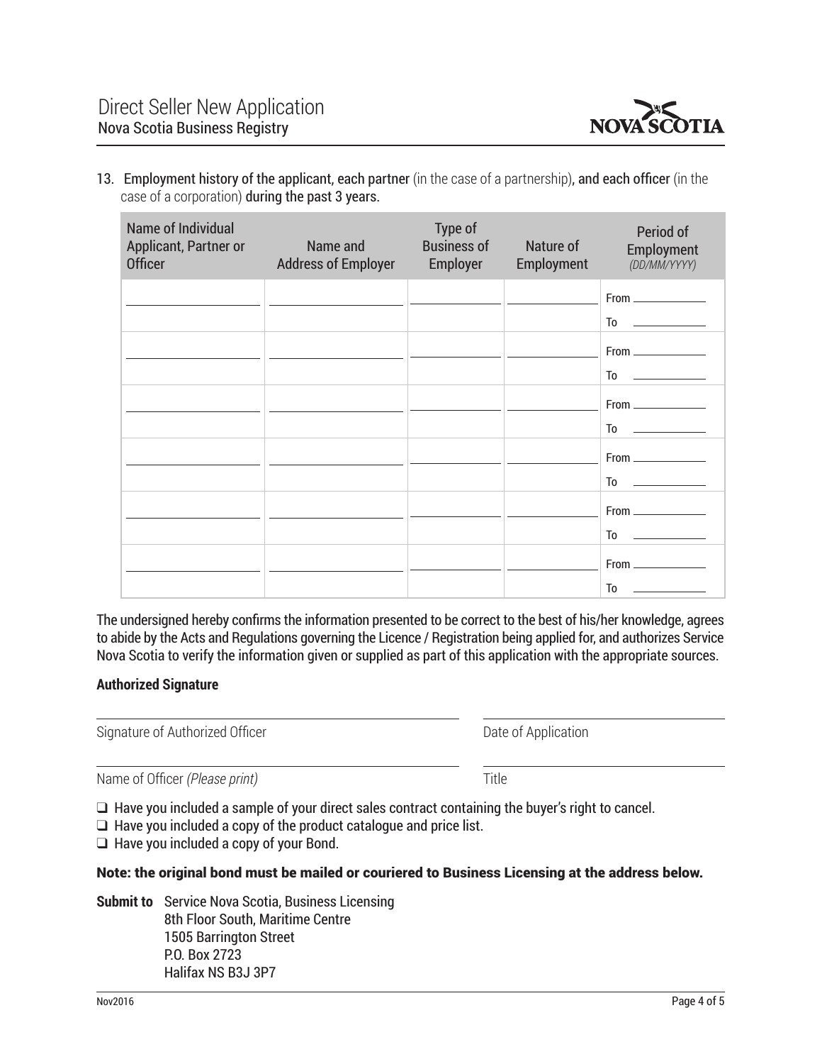13. **Employment history of the applicant, each partner** (in the case of a partnership), **and each officer** (in the case of a corporation) **during the past 3 years.**

| Name of Individual Applicant, Partner or Officer | Name and Address of Employer | Type of Business of Employer | Nature of Employment | Period of Employment *(DD/MM/YYYY)* |
|---|---|---|---|---|
| | | | | From ______ To ______ |
| | | | | From ______ To ______ |
| | | | | From ______ To ______ |
| | | | | From ______ To ______ |
| | | | | From ______ To ______ |
| | | | | From ______ To ______ |

The undersigned hereby confirms the information presented to be correct to the best of his/her knowledge, agrees to abide by the Acts and Regulations governing the Licence / Registration being applied for, and authorizes Service Nova Scotia to verify the information given or supplied as part of this application with the appropriate sources.

**Authorized Signature**

Signature of Authorized Officer ______________________ Date of Application ______________________

Name of Officer *(Please print)* ______________________ Title ______________________

- ❑ Have you included a sample of your direct sales contract containing the buyer's right to cancel.
- ❑ Have you included a copy of the product catalogue and price list.
- ❑ Have you included a copy of your Bond.

**Note: the original bond must be mailed or couriered to Business Licensing at the address below.**

**Submit to** Service Nova Scotia, Business Licensing
8th Floor South, Maritime Centre
1505 Barrington Street
P.O. Box 2723
Halifax NS B3J 3P7

Nov2016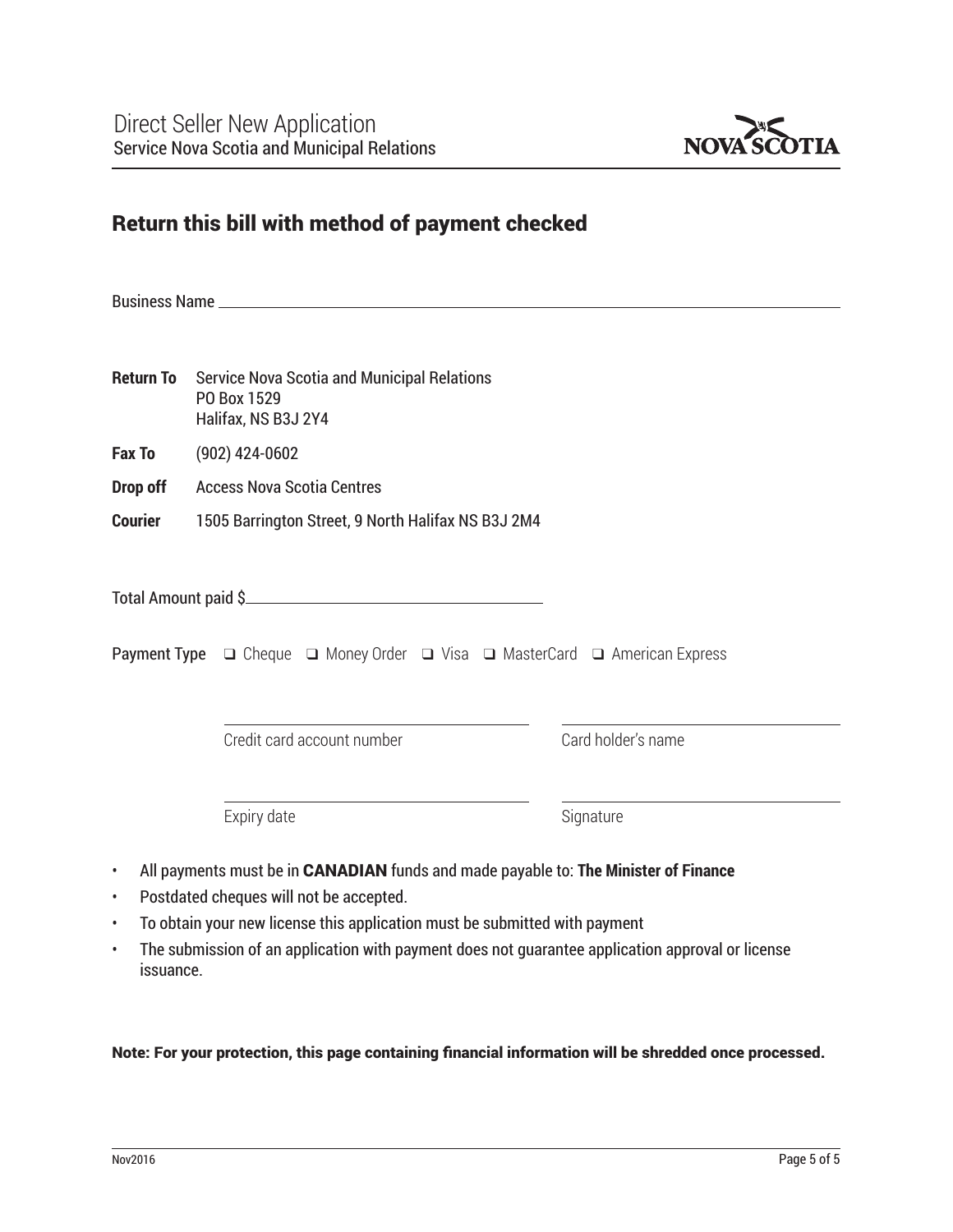## Return this bill with method of payment checked

Business Name ______________________________________________

**Return To** Service Nova Scotia and Municipal Relations
PO Box 1529
Halifax, NS B3J 2Y4

**Fax To** (902) 424-0602

**Drop off** Access Nova Scotia Centres

**Courier** 1505 Barrington Street, 9 North Halifax NS B3J 2M4

Total Amount paid $______________________________

Payment Type ❑ Cheque ❑ Money Order ❑ Visa ❑ MasterCard ❑ American Express

______________________________ Credit card account number

______________________________ Card holder's name

______________________________ Expiry date

______________________________ Signature

- All payments must be in **CANADIAN** funds and made payable to: **The Minister of Finance**
- Postdated cheques will not be accepted.
- To obtain your new license this application must be submitted with payment
- The submission of an application with payment does not guarantee application approval or license issuance.

**Note: For your protection, this page containing financial information will be shredded once processed.**